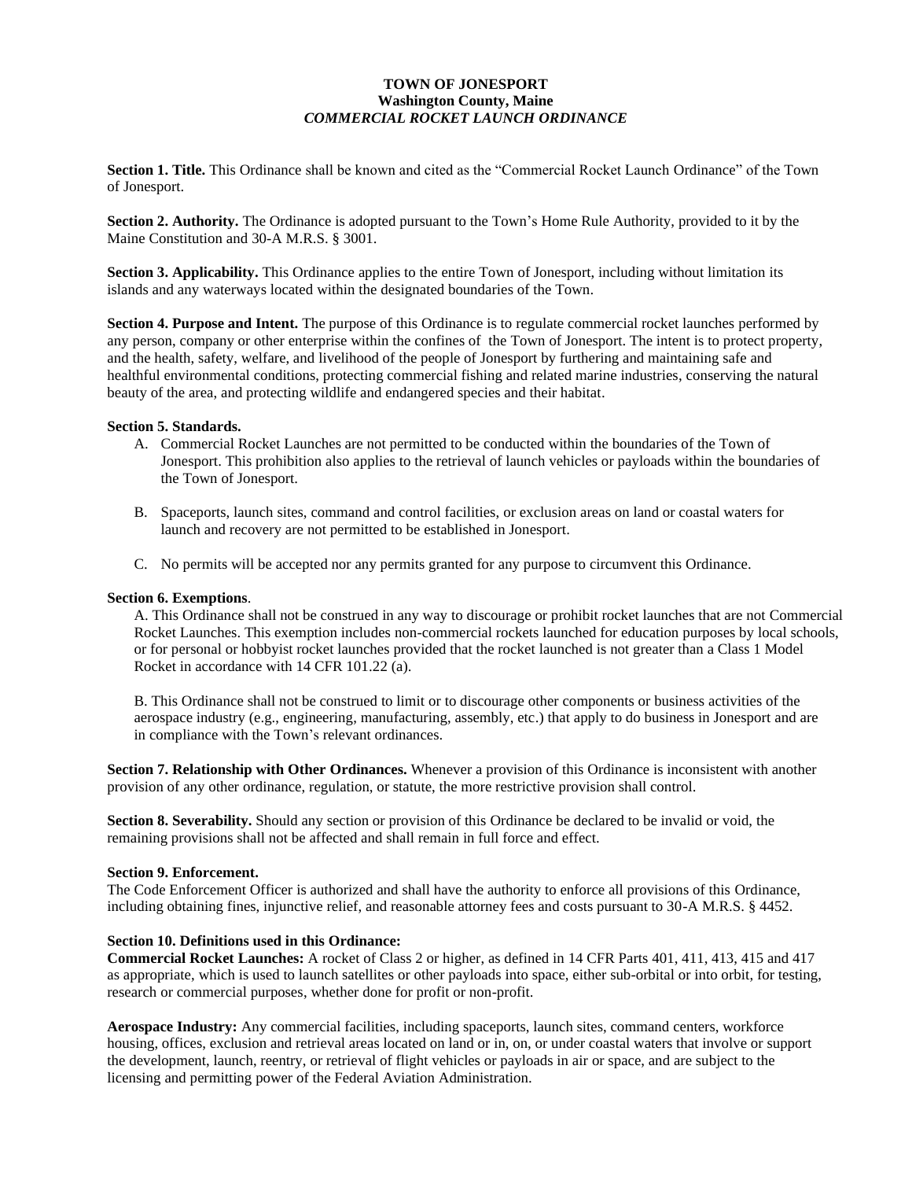# TOWN OF JONESPORT

## Washington County, Maine

### *COMMERCIAL ROCKET LAUNCH ORDINANCE*

**Section 1. Title.** This Ordinance shall be known and cited as the "Commercial Rocket Launch Ordinance" of the Town of Jonesport.

**Section 2. Authority.** The Ordinance is adopted pursuant to the Town's Home Rule Authority, provided to it by the Maine Constitution and 30-A M.R.S. § 3001.

**Section 3. Applicability.** This Ordinance applies to the entire Town of Jonesport, including without limitation its islands and any waterways located within the designated boundaries of the Town.

**Section 4. Purpose and Intent.** The purpose of this Ordinance is to regulate commercial rocket launches performed by any person, company or other enterprise within the confines of the Town of Jonesport. The intent is to protect property, and the health, safety, welfare, and livelihood of the people of Jonesport by furthering and maintaining safe and healthful environmental conditions, protecting commercial fishing and related marine industries, conserving the natural beauty of the area, and protecting wildlife and endangered species and their habitat.

**Section 5. Standards.**

A. Commercial Rocket Launches are not permitted to be conducted within the boundaries of the Town of Jonesport. This prohibition also applies to the retrieval of launch vehicles or payloads within the boundaries of the Town of Jonesport.

B. Spaceports, launch sites, command and control facilities, or exclusion areas on land or coastal waters for launch and recovery are not permitted to be established in Jonesport.

C. No permits will be accepted nor any permits granted for any purpose to circumvent this Ordinance.

**Section 6. Exemptions**.

A. This Ordinance shall not be construed in any way to discourage or prohibit rocket launches that are not Commercial Rocket Launches. This exemption includes non-commercial rockets launched for education purposes by local schools, or for personal or hobbyist rocket launches provided that the rocket launched is not greater than a Class 1 Model Rocket in accordance with 14 CFR 101.22 (a).

B. This Ordinance shall not be construed to limit or to discourage other components or business activities of the aerospace industry (e.g., engineering, manufacturing, assembly, etc.) that apply to do business in Jonesport and are in compliance with the Town's relevant ordinances.

**Section 7. Relationship with Other Ordinances.** Whenever a provision of this Ordinance is inconsistent with another provision of any other ordinance, regulation, or statute, the more restrictive provision shall control.

**Section 8. Severability.** Should any section or provision of this Ordinance be declared to be invalid or void, the remaining provisions shall not be affected and shall remain in full force and effect.

**Section 9. Enforcement.**

The Code Enforcement Officer is authorized and shall have the authority to enforce all provisions of this Ordinance, including obtaining fines, injunctive relief, and reasonable attorney fees and costs pursuant to 30-A M.R.S. § 4452.

**Section 10. Definitions used in this Ordinance:**

**Commercial Rocket Launches:** A rocket of Class 2 or higher, as defined in 14 CFR Parts 401, 411, 413, 415 and 417 as appropriate, which is used to launch satellites or other payloads into space, either sub-orbital or into orbit, for testing, research or commercial purposes, whether done for profit or non-profit.

**Aerospace Industry:** Any commercial facilities, including spaceports, launch sites, command centers, workforce housing, offices, exclusion and retrieval areas located on land or in, on, or under coastal waters that involve or support the development, launch, reentry, or retrieval of flight vehicles or payloads in air or space, and are subject to the licensing and permitting power of the Federal Aviation Administration.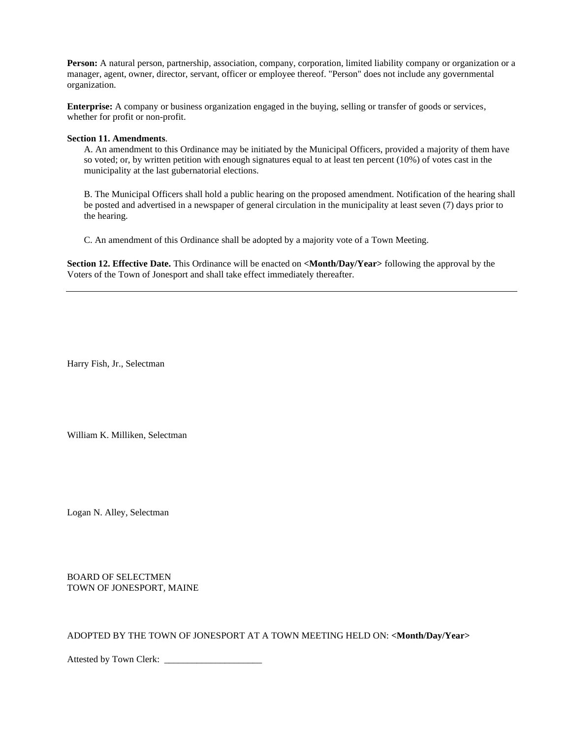**Person:** A natural person, partnership, association, company, corporation, limited liability company or organization or a manager, agent, owner, director, servant, officer or employee thereof. "Person" does not include any governmental organization.

**Enterprise:** A company or business organization engaged in the buying, selling or transfer of goods or services, whether for profit or non-profit.

**Section 11. Amendments**.

A. An amendment to this Ordinance may be initiated by the Municipal Officers, provided a majority of them have so voted; or, by written petition with enough signatures equal to at least ten percent (10%) of votes cast in the municipality at the last gubernatorial elections.

B. The Municipal Officers shall hold a public hearing on the proposed amendment. Notification of the hearing shall be posted and advertised in a newspaper of general circulation in the municipality at least seven (7) days prior to the hearing.

C. An amendment of this Ordinance shall be adopted by a majority vote of a Town Meeting.

**Section 12. Effective Date.** This Ordinance will be enacted on **<Month/Day/Year>** following the approval by the Voters of the Town of Jonesport and shall take effect immediately thereafter.

---

Harry Fish, Jr., Selectman

William K. Milliken, Selectman

Logan N. Alley, Selectman

BOARD OF SELECTMEN
TOWN OF JONESPORT, MAINE

ADOPTED BY THE TOWN OF JONESPORT AT A TOWN MEETING HELD ON: **<Month/Day/Year>**

Attested by Town Clerk: _____________________